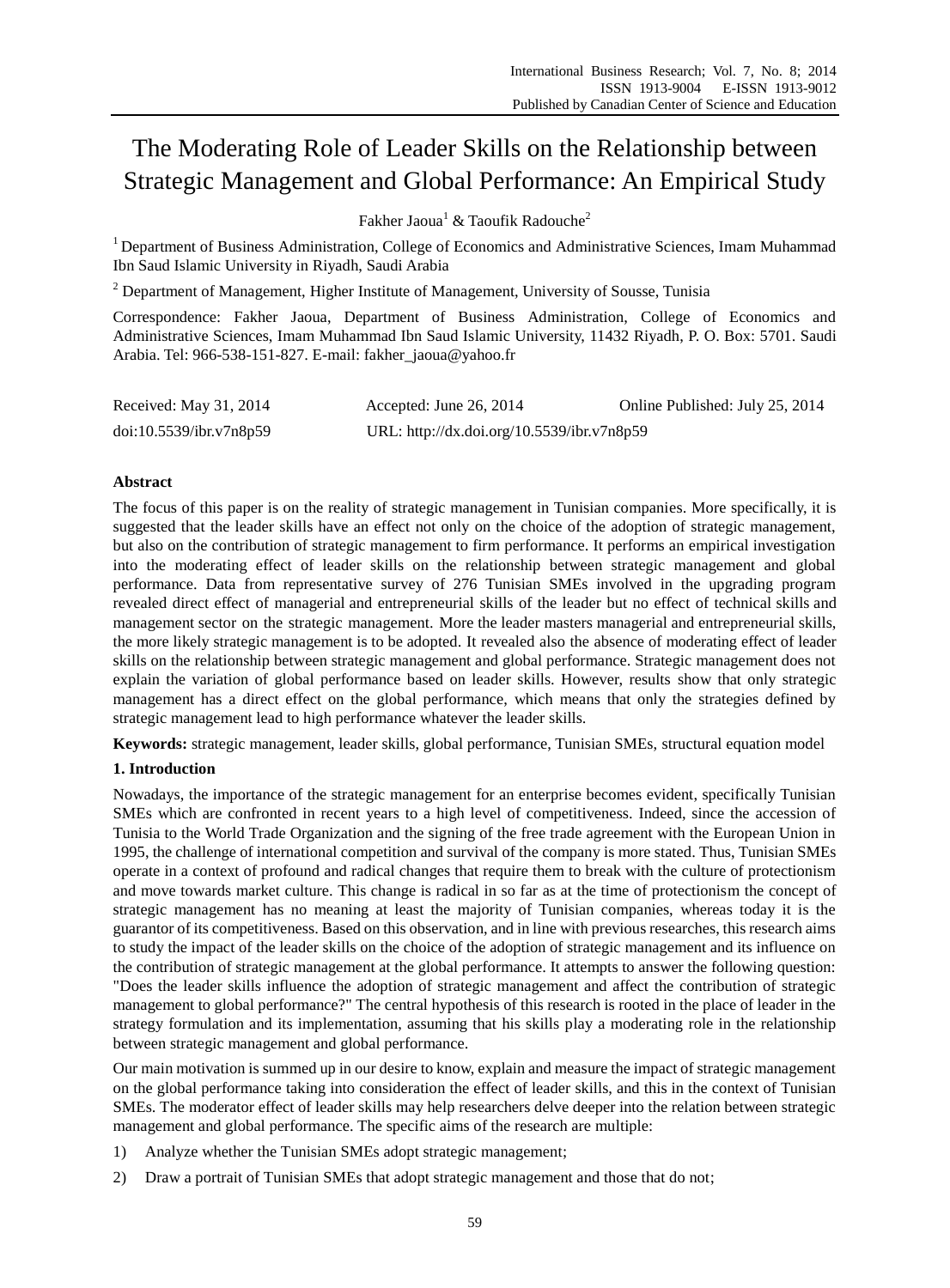# The Moderating Role of Leader Skills on the Relationship between Strategic Management and Global Performance: An Empirical Study

Fakher Jaoua[1] & Taoufik Radouche[2]

[1] Department of Business Administration, College of Economics and Administrative Sciences, Imam Muhammad Ibn Saud Islamic University in Riyadh, Saudi Arabia

[2] Department of Management, Higher Institute of Management, University of Sousse, Tunisia

Correspondence: Fakher Jaoua, Department of Business Administration, College of Economics and Administrative Sciences, Imam Muhammad Ibn Saud Islamic University, 11432 Riyadh, P. O. Box: 5701. Saudi Arabia. Tel: 966-538-151-827. E-mail: fakher_jaoua@yahoo.fr

Received: May 31, 2014 Accepted: June 26, 2014 Online Published: July 25, 2014

doi:10.5539/ibr.v7n8p59 URL: http://dx.doi.org/10.5539/ibr.v7n8p59

## Abstract

The focus of this paper is on the reality of strategic management in Tunisian companies. More specifically, it is suggested that the leader skills have an effect not only on the choice of the adoption of strategic management, but also on the contribution of strategic management to firm performance. It performs an empirical investigation into the moderating effect of leader skills on the relationship between strategic management and global performance. Data from representative survey of 276 Tunisian SMEs involved in the upgrading program revealed direct effect of managerial and entrepreneurial skills of the leader but no effect of technical skills and management sector on the strategic management. More the leader masters managerial and entrepreneurial skills, the more likely strategic management is to be adopted. It revealed also the absence of moderating effect of leader skills on the relationship between strategic management and global performance. Strategic management does not explain the variation of global performance based on leader skills. However, results show that only strategic management has a direct effect on the global performance, which means that only the strategies defined by strategic management lead to high performance whatever the leader skills.

**Keywords:** strategic management, leader skills, global performance, Tunisian SMEs, structural equation model

## 1. Introduction

Nowadays, the importance of the strategic management for an enterprise becomes evident, specifically Tunisian SMEs which are confronted in recent years to a high level of competitiveness. Indeed, since the accession of Tunisia to the World Trade Organization and the signing of the free trade agreement with the European Union in 1995, the challenge of international competition and survival of the company is more stated. Thus, Tunisian SMEs operate in a context of profound and radical changes that require them to break with the culture of protectionism and move towards market culture. This change is radical in so far as at the time of protectionism the concept of strategic management has no meaning at least the majority of Tunisian companies, whereas today it is the guarantor of its competitiveness. Based on this observation, and in line with previous researches, this research aims to study the impact of the leader skills on the choice of the adoption of strategic management and its influence on the contribution of strategic management at the global performance. It attempts to answer the following question: "Does the leader skills influence the adoption of strategic management and affect the contribution of strategic management to global performance?" The central hypothesis of this research is rooted in the place of leader in the strategy formulation and its implementation, assuming that his skills play a moderating role in the relationship between strategic management and global performance.

Our main motivation is summed up in our desire to know, explain and measure the impact of strategic management on the global performance taking into consideration the effect of leader skills, and this in the context of Tunisian SMEs. The moderator effect of leader skills may help researchers delve deeper into the relation between strategic management and global performance. The specific aims of the research are multiple:

1) Analyze whether the Tunisian SMEs adopt strategic management;

2) Draw a portrait of Tunisian SMEs that adopt strategic management and those that do not;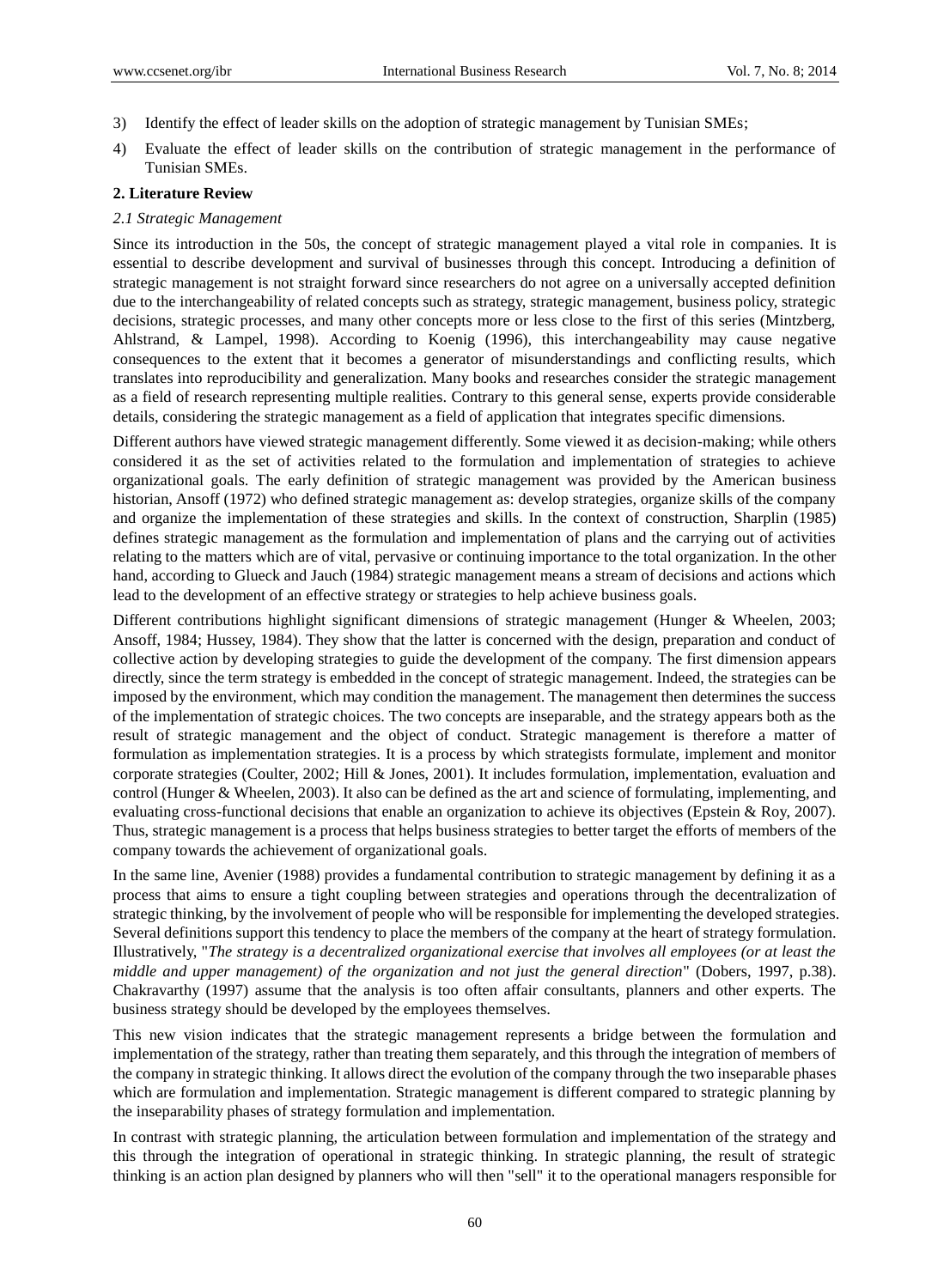3) Identify the effect of leader skills on the adoption of strategic management by Tunisian SMEs;
4) Evaluate the effect of leader skills on the contribution of strategic management in the performance of Tunisian SMEs.

## 2. Literature Review

### *2.1 Strategic Management*

Since its introduction in the 50s, the concept of strategic management played a vital role in companies. It is essential to describe development and survival of businesses through this concept. Introducing a definition of strategic management is not straight forward since researchers do not agree on a universally accepted definition due to the interchangeability of related concepts such as strategy, strategic management, business policy, strategic decisions, strategic processes, and many other concepts more or less close to the first of this series (Mintzberg, Ahlstrand, & Lampel, 1998). According to Koenig (1996), this interchangeability may cause negative consequences to the extent that it becomes a generator of misunderstandings and conflicting results, which translates into reproducibility and generalization. Many books and researches consider the strategic management as a field of research representing multiple realities. Contrary to this general sense, experts provide considerable details, considering the strategic management as a field of application that integrates specific dimensions.

Different authors have viewed strategic management differently. Some viewed it as decision-making; while others considered it as the set of activities related to the formulation and implementation of strategies to achieve organizational goals. The early definition of strategic management was provided by the American business historian, Ansoff (1972) who defined strategic management as: develop strategies, organize skills of the company and organize the implementation of these strategies and skills. In the context of construction, Sharplin (1985) defines strategic management as the formulation and implementation of plans and the carrying out of activities relating to the matters which are of vital, pervasive or continuing importance to the total organization. In the other hand, according to Glueck and Jauch (1984) strategic management means a stream of decisions and actions which lead to the development of an effective strategy or strategies to help achieve business goals.

Different contributions highlight significant dimensions of strategic management (Hunger & Wheelen, 2003; Ansoff, 1984; Hussey, 1984). They show that the latter is concerned with the design, preparation and conduct of collective action by developing strategies to guide the development of the company. The first dimension appears directly, since the term strategy is embedded in the concept of strategic management. Indeed, the strategies can be imposed by the environment, which may condition the management. The management then determines the success of the implementation of strategic choices. The two concepts are inseparable, and the strategy appears both as the result of strategic management and the object of conduct. Strategic management is therefore a matter of formulation as implementation strategies. It is a process by which strategists formulate, implement and monitor corporate strategies (Coulter, 2002; Hill & Jones, 2001). It includes formulation, implementation, evaluation and control (Hunger & Wheelen, 2003). It also can be defined as the art and science of formulating, implementing, and evaluating cross-functional decisions that enable an organization to achieve its objectives (Epstein & Roy, 2007). Thus, strategic management is a process that helps business strategies to better target the efforts of members of the company towards the achievement of organizational goals.

In the same line, Avenier (1988) provides a fundamental contribution to strategic management by defining it as a process that aims to ensure a tight coupling between strategies and operations through the decentralization of strategic thinking, by the involvement of people who will be responsible for implementing the developed strategies. Several definitions support this tendency to place the members of the company at the heart of strategy formulation. Illustratively, "*The strategy is a decentralized organizational exercise that involves all employees (or at least the middle and upper management) of the organization and not just the general direction*" (Dobers, 1997, p.38). Chakravarthy (1997) assume that the analysis is too often affair consultants, planners and other experts. The business strategy should be developed by the employees themselves.

This new vision indicates that the strategic management represents a bridge between the formulation and implementation of the strategy, rather than treating them separately, and this through the integration of members of the company in strategic thinking. It allows direct the evolution of the company through the two inseparable phases which are formulation and implementation. Strategic management is different compared to strategic planning by the inseparability phases of strategy formulation and implementation.

In contrast with strategic planning, the articulation between formulation and implementation of the strategy and this through the integration of operational in strategic thinking. In strategic planning, the result of strategic thinking is an action plan designed by planners who will then "sell" it to the operational managers responsible for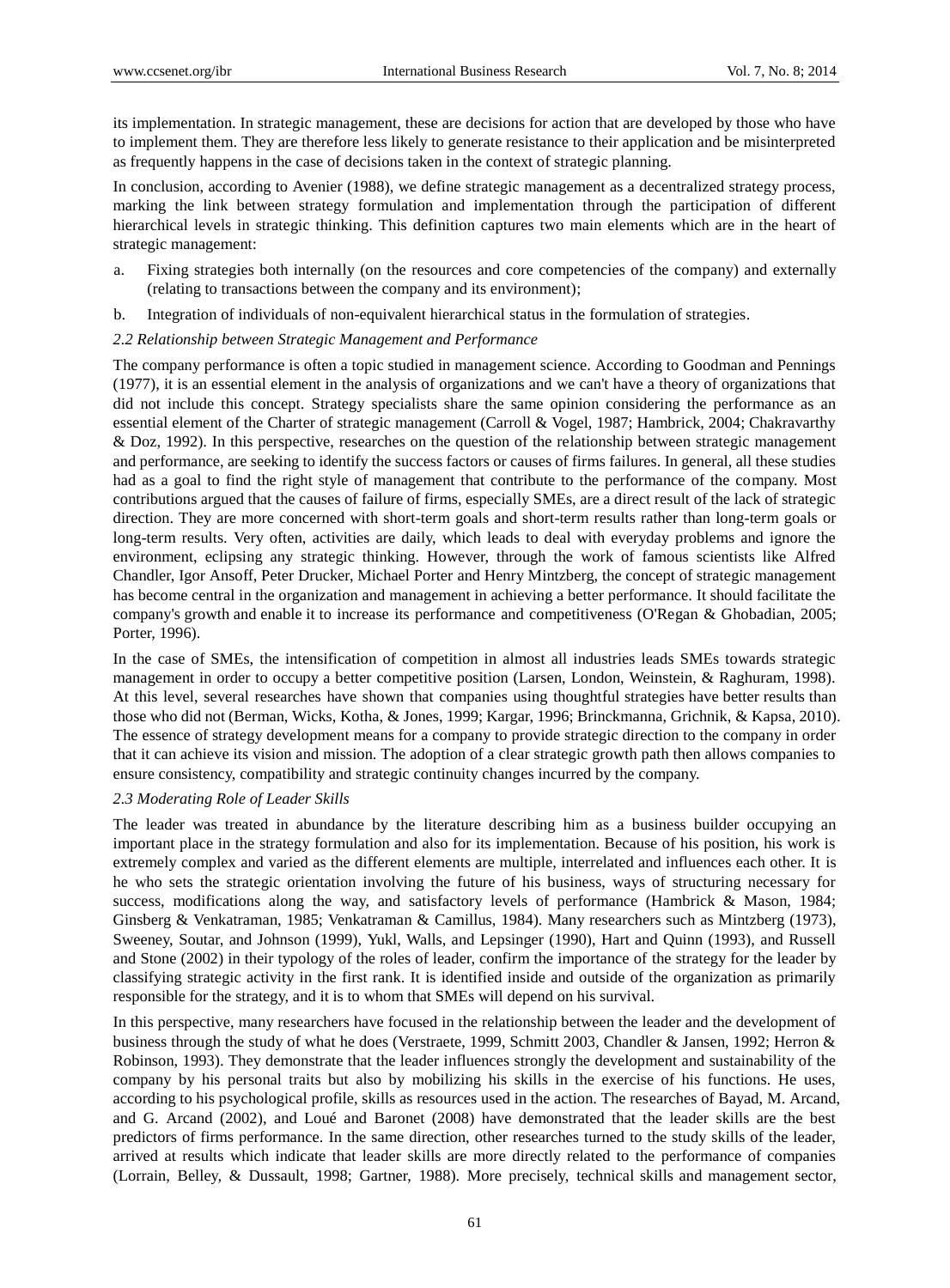its implementation. In strategic management, these are decisions for action that are developed by those who have to implement them. They are therefore less likely to generate resistance to their application and be misinterpreted as frequently happens in the case of decisions taken in the context of strategic planning.

In conclusion, according to Avenier (1988), we define strategic management as a decentralized strategy process, marking the link between strategy formulation and implementation through the participation of different hierarchical levels in strategic thinking. This definition captures two main elements which are in the heart of strategic management:

a. Fixing strategies both internally (on the resources and core competencies of the company) and externally (relating to transactions between the company and its environment);

b. Integration of individuals of non-equivalent hierarchical status in the formulation of strategies.

### *2.2 Relationship between Strategic Management and Performance*

The company performance is often a topic studied in management science. According to Goodman and Pennings (1977), it is an essential element in the analysis of organizations and we can't have a theory of organizations that did not include this concept. Strategy specialists share the same opinion considering the performance as an essential element of the Charter of strategic management (Carroll & Vogel, 1987; Hambrick, 2004; Chakravarthy & Doz, 1992). In this perspective, researches on the question of the relationship between strategic management and performance, are seeking to identify the success factors or causes of firms failures. In general, all these studies had as a goal to find the right style of management that contribute to the performance of the company. Most contributions argued that the causes of failure of firms, especially SMEs, are a direct result of the lack of strategic direction. They are more concerned with short-term goals and short-term results rather than long-term goals or long-term results. Very often, activities are daily, which leads to deal with everyday problems and ignore the environment, eclipsing any strategic thinking. However, through the work of famous scientists like Alfred Chandler, Igor Ansoff, Peter Drucker, Michael Porter and Henry Mintzberg, the concept of strategic management has become central in the organization and management in achieving a better performance. It should facilitate the company's growth and enable it to increase its performance and competitiveness (O'Regan & Ghobadian, 2005; Porter, 1996).

In the case of SMEs, the intensification of competition in almost all industries leads SMEs towards strategic management in order to occupy a better competitive position (Larsen, London, Weinstein, & Raghuram, 1998). At this level, several researches have shown that companies using thoughtful strategies have better results than those who did not (Berman, Wicks, Kotha, & Jones, 1999; Kargar, 1996; Brinckmanna, Grichnik, & Kapsa, 2010). The essence of strategy development means for a company to provide strategic direction to the company in order that it can achieve its vision and mission. The adoption of a clear strategic growth path then allows companies to ensure consistency, compatibility and strategic continuity changes incurred by the company.

### *2.3 Moderating Role of Leader Skills*

The leader was treated in abundance by the literature describing him as a business builder occupying an important place in the strategy formulation and also for its implementation. Because of his position, his work is extremely complex and varied as the different elements are multiple, interrelated and influences each other. It is he who sets the strategic orientation involving the future of his business, ways of structuring necessary for success, modifications along the way, and satisfactory levels of performance (Hambrick & Mason, 1984; Ginsberg & Venkatraman, 1985; Venkatraman & Camillus, 1984). Many researchers such as Mintzberg (1973), Sweeney, Soutar, and Johnson (1999), Yukl, Walls, and Lepsinger (1990), Hart and Quinn (1993), and Russell and Stone (2002) in their typology of the roles of leader, confirm the importance of the strategy for the leader by classifying strategic activity in the first rank. It is identified inside and outside of the organization as primarily responsible for the strategy, and it is to whom that SMEs will depend on his survival.

In this perspective, many researchers have focused in the relationship between the leader and the development of business through the study of what he does (Verstraete, 1999, Schmitt 2003, Chandler & Jansen, 1992; Herron & Robinson, 1993). They demonstrate that the leader influences strongly the development and sustainability of the company by his personal traits but also by mobilizing his skills in the exercise of his functions. He uses, according to his psychological profile, skills as resources used in the action. The researches of Bayad, M. Arcand, and G. Arcand (2002), and Loué and Baronet (2008) have demonstrated that the leader skills are the best predictors of firms performance. In the same direction, other researches turned to the study skills of the leader, arrived at results which indicate that leader skills are more directly related to the performance of companies (Lorrain, Belley, & Dussault, 1998; Gartner, 1988). More precisely, technical skills and management sector,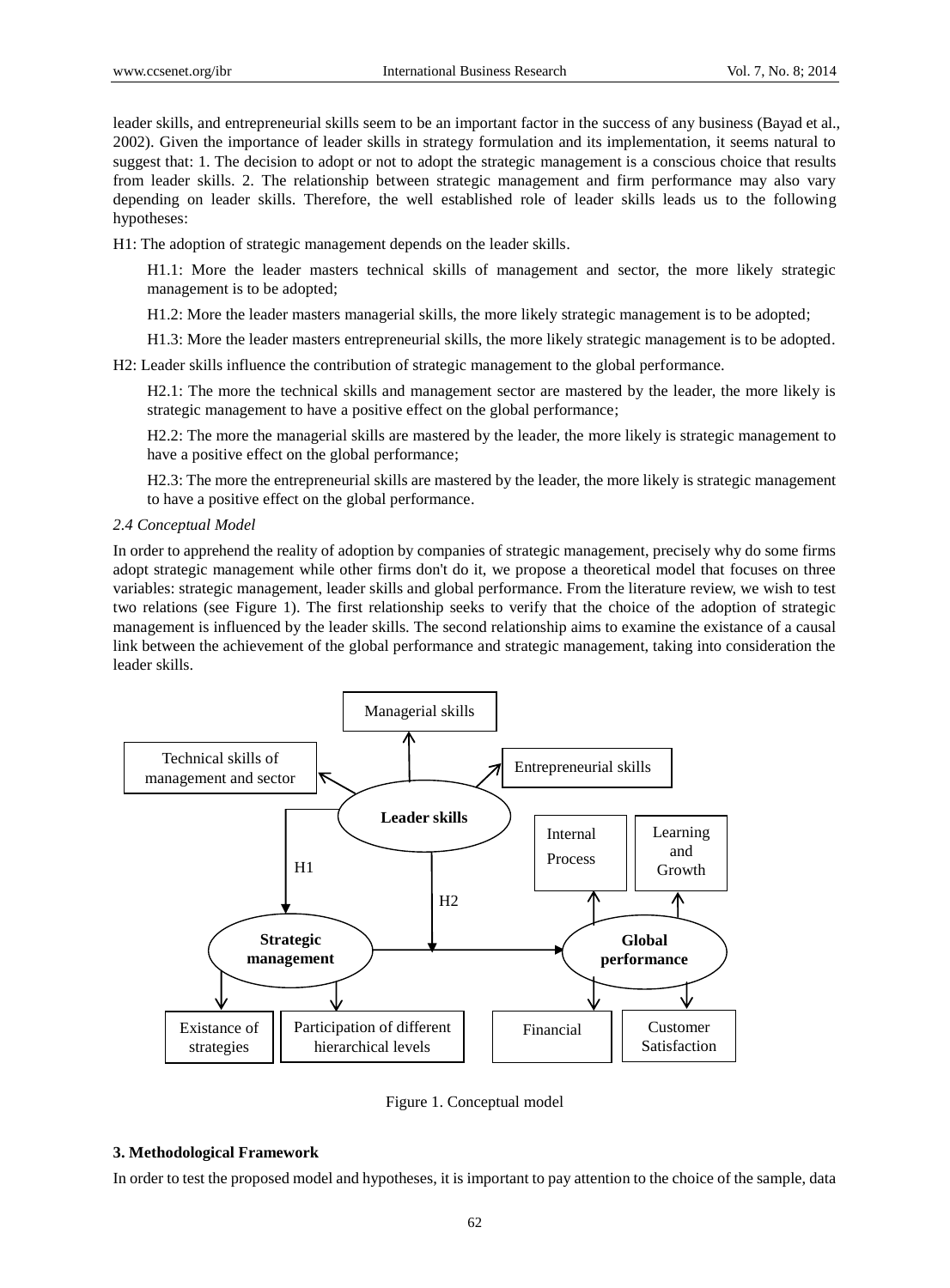leader skills, and entrepreneurial skills seem to be an important factor in the success of any business (Bayad et al., 2002). Given the importance of leader skills in strategy formulation and its implementation, it seems natural to suggest that: 1. The decision to adopt or not to adopt the strategic management is a conscious choice that results from leader skills. 2. The relationship between strategic management and firm performance may also vary depending on leader skills. Therefore, the well established role of leader skills leads us to the following hypotheses:

H1: The adoption of strategic management depends on the leader skills.

> H1.1: More the leader masters technical skills of management and sector, the more likely strategic management is to be adopted;
>
> H1.2: More the leader masters managerial skills, the more likely strategic management is to be adopted;
>
> H1.3: More the leader masters entrepreneurial skills, the more likely strategic management is to be adopted.

H2: Leader skills influence the contribution of strategic management to the global performance.

> H2.1: The more the technical skills and management sector are mastered by the leader, the more likely is strategic management to have a positive effect on the global performance;
>
> H2.2: The more the managerial skills are mastered by the leader, the more likely is strategic management to have a positive effect on the global performance;
>
> H2.3: The more the entrepreneurial skills are mastered by the leader, the more likely is strategic management to have a positive effect on the global performance.

*2.4 Conceptual Model*

In order to apprehend the reality of adoption by companies of strategic management, precisely why do some firms adopt strategic management while other firms don't do it, we propose a theoretical model that focuses on three variables: strategic management, leader skills and global performance. From the literature review, we wish to test two relations (see Figure 1). The first relationship seeks to verify that the choice of the adoption of strategic management is influenced by the leader skills. The second relationship aims to examine the existance of a causal link between the achievement of the global performance and strategic management, taking into consideration the leader skills.

Figure 1. Conceptual model

## 3. Methodological Framework

In order to test the proposed model and hypotheses, it is important to pay attention to the choice of the sample, data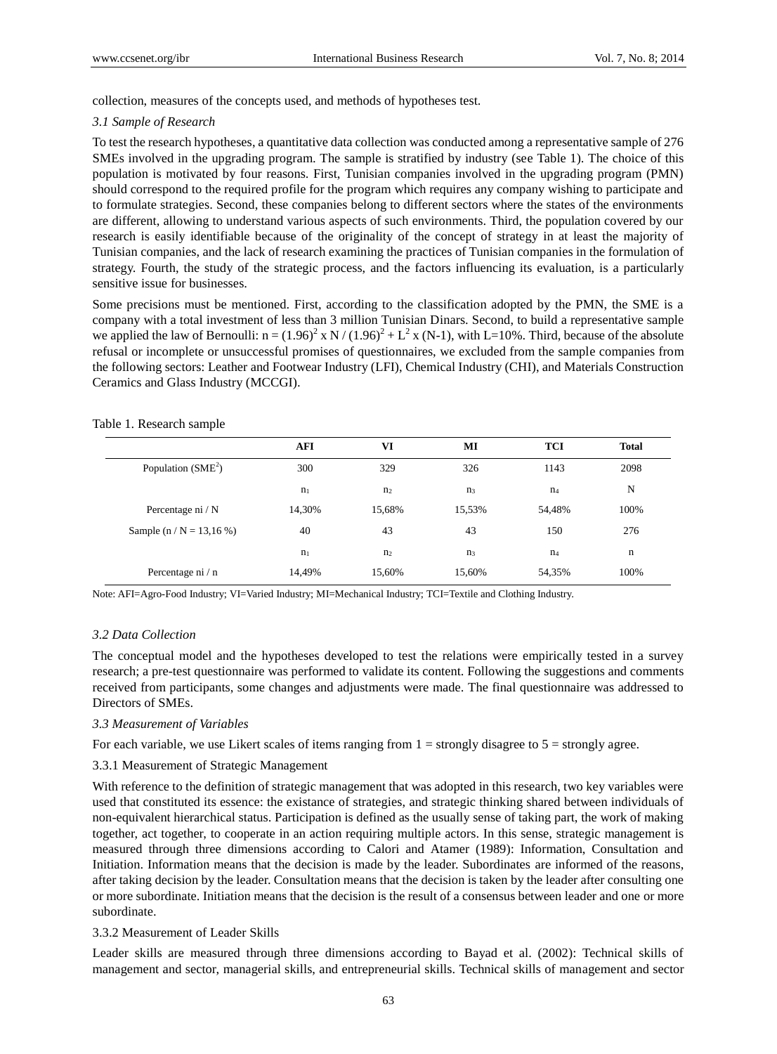collection, measures of the concepts used, and methods of hypotheses test.

### *3.1 Sample of Research*

To test the research hypotheses, a quantitative data collection was conducted among a representative sample of 276 SMEs involved in the upgrading program. The sample is stratified by industry (see Table 1). The choice of this population is motivated by four reasons. First, Tunisian companies involved in the upgrading program (PMN) should correspond to the required profile for the program which requires any company wishing to participate and to formulate strategies. Second, these companies belong to different sectors where the states of the environments are different, allowing to understand various aspects of such environments. Third, the population covered by our research is easily identifiable because of the originality of the concept of strategy in at least the majority of Tunisian companies, and the lack of research examining the practices of Tunisian companies in the formulation of strategy. Fourth, the study of the strategic process, and the factors influencing its evaluation, is a particularly sensitive issue for businesses.

Some precisions must be mentioned. First, according to the classification adopted by the PMN, the SME is a company with a total investment of less than 3 million Tunisian Dinars. Second, to build a representative sample we applied the law of Bernoulli: $n = (1.96)^2 \times N / (1.96)^2 + L^2 \times (N\text{-}1)$, with L=10%. Third, because of the absolute refusal or incomplete or unsuccessful promises of questionnaires, we excluded from the sample companies from the following sectors: Leather and Footwear Industry (LFI), Chemical Industry (CHI), and Materials Construction Ceramics and Glass Industry (MCCGI).

Table 1. Research sample

| | **AFI** | **VI** | **MI** | **TCI** | **Total** |
|---|---|---|---|---|---|
| Population (SME[2]) | 300 | 329 | 326 | 1143 | 2098 |
| | $n_1$ | $n_2$ | $n_3$ | $n_4$ | N |
| Percentage ni / N | 14,30% | 15,68% | 15,53% | 54,48% | 100% |
| Sample (n / N = 13,16 %) | 40 | 43 | 43 | 150 | 276 |
| | $n_1$ | $n_2$ | $n_3$ | $n_4$ | n |
| Percentage ni / n | 14,49% | 15,60% | 15,60% | 54,35% | 100% |

Note: AFI=Agro-Food Industry; VI=Varied Industry; MI=Mechanical Industry; TCI=Textile and Clothing Industry.

### *3.2 Data Collection*

The conceptual model and the hypotheses developed to test the relations were empirically tested in a survey research; a pre-test questionnaire was performed to validate its content. Following the suggestions and comments received from participants, some changes and adjustments were made. The final questionnaire was addressed to Directors of SMEs.

### *3.3 Measurement of Variables*

For each variable, we use Likert scales of items ranging from 1 = strongly disagree to 5 = strongly agree.

#### 3.3.1 Measurement of Strategic Management

With reference to the definition of strategic management that was adopted in this research, two key variables were used that constituted its essence: the existance of strategies, and strategic thinking shared between individuals of non-equivalent hierarchical status. Participation is defined as the usually sense of taking part, the work of making together, act together, to cooperate in an action requiring multiple actors. In this sense, strategic management is measured through three dimensions according to Calori and Atamer (1989): Information, Consultation and Initiation. Information means that the decision is made by the leader. Subordinates are informed of the reasons, after taking decision by the leader. Consultation means that the decision is taken by the leader after consulting one or more subordinate. Initiation means that the decision is the result of a consensus between leader and one or more subordinate.

#### 3.3.2 Measurement of Leader Skills

Leader skills are measured through three dimensions according to Bayad et al. (2002): Technical skills of management and sector, managerial skills, and entrepreneurial skills. Technical skills of management and sector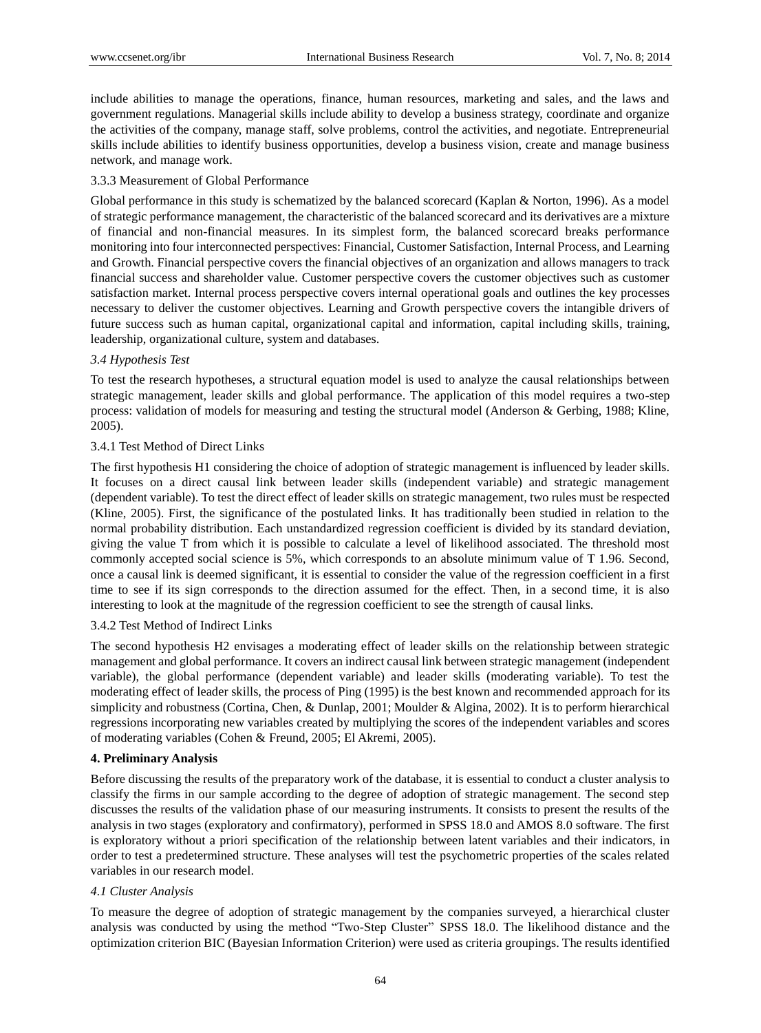include abilities to manage the operations, finance, human resources, marketing and sales, and the laws and government regulations. Managerial skills include ability to develop a business strategy, coordinate and organize the activities of the company, manage staff, solve problems, control the activities, and negotiate. Entrepreneurial skills include abilities to identify business opportunities, develop a business vision, create and manage business network, and manage work.

#### 3.3.3 Measurement of Global Performance

Global performance in this study is schematized by the balanced scorecard (Kaplan & Norton, 1996). As a model of strategic performance management, the characteristic of the balanced scorecard and its derivatives are a mixture of financial and non-financial measures. In its simplest form, the balanced scorecard breaks performance monitoring into four interconnected perspectives: Financial, Customer Satisfaction, Internal Process, and Learning and Growth. Financial perspective covers the financial objectives of an organization and allows managers to track financial success and shareholder value. Customer perspective covers the customer objectives such as customer satisfaction market. Internal process perspective covers internal operational goals and outlines the key processes necessary to deliver the customer objectives. Learning and Growth perspective covers the intangible drivers of future success such as human capital, organizational capital and information, capital including skills, training, leadership, organizational culture, system and databases.

### *3.4 Hypothesis Test*

To test the research hypotheses, a structural equation model is used to analyze the causal relationships between strategic management, leader skills and global performance. The application of this model requires a two-step process: validation of models for measuring and testing the structural model (Anderson & Gerbing, 1988; Kline, 2005).

#### 3.4.1 Test Method of Direct Links

The first hypothesis H1 considering the choice of adoption of strategic management is influenced by leader skills. It focuses on a direct causal link between leader skills (independent variable) and strategic management (dependent variable). To test the direct effect of leader skills on strategic management, two rules must be respected (Kline, 2005). First, the significance of the postulated links. It has traditionally been studied in relation to the normal probability distribution. Each unstandardized regression coefficient is divided by its standard deviation, giving the value T from which it is possible to calculate a level of likelihood associated. The threshold most commonly accepted social science is 5%, which corresponds to an absolute minimum value of T 1.96. Second, once a causal link is deemed significant, it is essential to consider the value of the regression coefficient in a first time to see if its sign corresponds to the direction assumed for the effect. Then, in a second time, it is also interesting to look at the magnitude of the regression coefficient to see the strength of causal links.

#### 3.4.2 Test Method of Indirect Links

The second hypothesis H2 envisages a moderating effect of leader skills on the relationship between strategic management and global performance. It covers an indirect causal link between strategic management (independent variable), the global performance (dependent variable) and leader skills (moderating variable). To test the moderating effect of leader skills, the process of Ping (1995) is the best known and recommended approach for its simplicity and robustness (Cortina, Chen, & Dunlap, 2001; Moulder & Algina, 2002). It is to perform hierarchical regressions incorporating new variables created by multiplying the scores of the independent variables and scores of moderating variables (Cohen & Freund, 2005; El Akremi, 2005).

## 4. Preliminary Analysis

Before discussing the results of the preparatory work of the database, it is essential to conduct a cluster analysis to classify the firms in our sample according to the degree of adoption of strategic management. The second step discusses the results of the validation phase of our measuring instruments. It consists to present the results of the analysis in two stages (exploratory and confirmatory), performed in SPSS 18.0 and AMOS 8.0 software. The first is exploratory without a priori specification of the relationship between latent variables and their indicators, in order to test a predetermined structure. These analyses will test the psychometric properties of the scales related variables in our research model.

### *4.1 Cluster Analysis*

To measure the degree of adoption of strategic management by the companies surveyed, a hierarchical cluster analysis was conducted by using the method "Two-Step Cluster" SPSS 18.0. The likelihood distance and the optimization criterion BIC (Bayesian Information Criterion) were used as criteria groupings. The results identified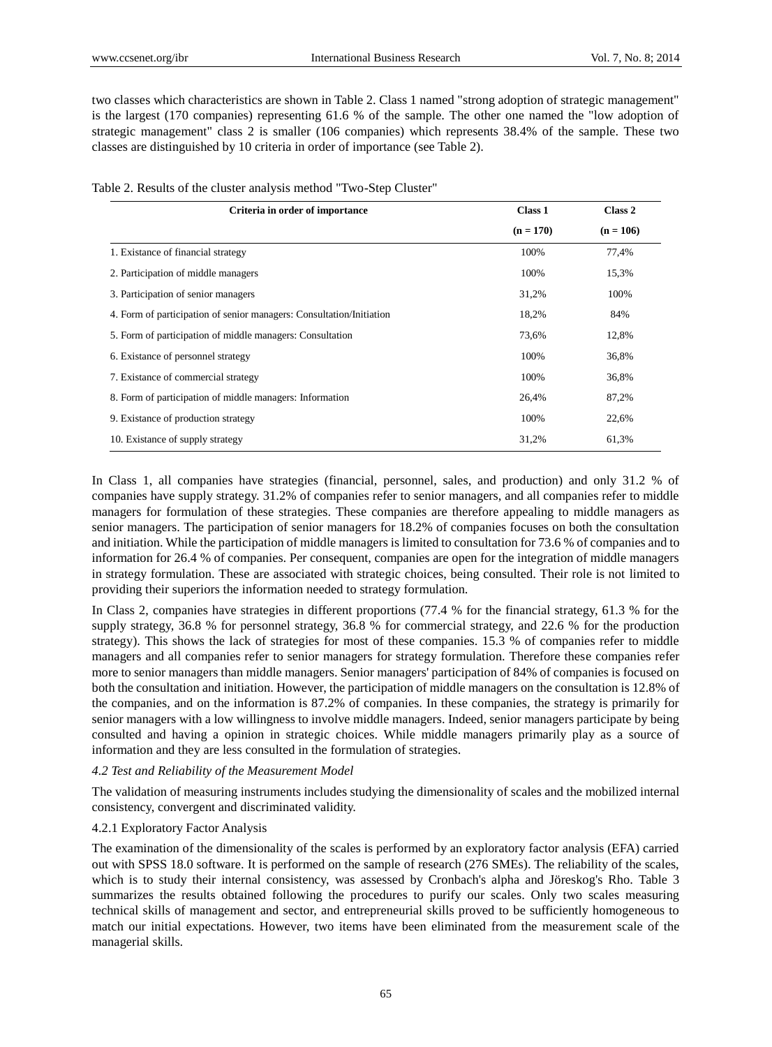two classes which characteristics are shown in Table 2. Class 1 named "strong adoption of strategic management" is the largest (170 companies) representing 61.6 % of the sample. The other one named the "low adoption of strategic management" class 2 is smaller (106 companies) which represents 38.4% of the sample. These two classes are distinguished by 10 criteria in order of importance (see Table 2).

Table 2. Results of the cluster analysis method "Two-Step Cluster"

| Criteria in order of importance | Class 1 (n = 170) | Class 2 (n = 106) |
|---|---|---|
| 1. Existance of financial strategy | 100% | 77,4% |
| 2. Participation of middle managers | 100% | 15,3% |
| 3. Participation of senior managers | 31,2% | 100% |
| 4. Form of participation of senior managers: Consultation/Initiation | 18,2% | 84% |
| 5. Form of participation of middle managers: Consultation | 73,6% | 12,8% |
| 6. Existance of personnel strategy | 100% | 36,8% |
| 7. Existance of commercial strategy | 100% | 36,8% |
| 8. Form of participation of middle managers: Information | 26,4% | 87,2% |
| 9. Existance of production strategy | 100% | 22,6% |
| 10. Existance of supply strategy | 31,2% | 61,3% |

In Class 1, all companies have strategies (financial, personnel, sales, and production) and only 31.2 % of companies have supply strategy. 31.2% of companies refer to senior managers, and all companies refer to middle managers for formulation of these strategies. These companies are therefore appealing to middle managers as senior managers. The participation of senior managers for 18.2% of companies focuses on both the consultation and initiation. While the participation of middle managers is limited to consultation for 73.6 % of companies and to information for 26.4 % of companies. Per consequent, companies are open for the integration of middle managers in strategy formulation. These are associated with strategic choices, being consulted. Their role is not limited to providing their superiors the information needed to strategy formulation.

In Class 2, companies have strategies in different proportions (77.4 % for the financial strategy, 61.3 % for the supply strategy, 36.8 % for personnel strategy, 36.8 % for commercial strategy, and 22.6 % for the production strategy). This shows the lack of strategies for most of these companies. 15.3 % of companies refer to middle managers and all companies refer to senior managers for strategy formulation. Therefore these companies refer more to senior managers than middle managers. Senior managers' participation of 84% of companies is focused on both the consultation and initiation. However, the participation of middle managers on the consultation is 12.8% of the companies, and on the information is 87.2% of companies. In these companies, the strategy is primarily for senior managers with a low willingness to involve middle managers. Indeed, senior managers participate by being consulted and having a opinion in strategic choices. While middle managers primarily play as a source of information and they are less consulted in the formulation of strategies.

### *4.2 Test and Reliability of the Measurement Model*

The validation of measuring instruments includes studying the dimensionality of scales and the mobilized internal consistency, convergent and discriminated validity.

#### 4.2.1 Exploratory Factor Analysis

The examination of the dimensionality of the scales is performed by an exploratory factor analysis (EFA) carried out with SPSS 18.0 software. It is performed on the sample of research (276 SMEs). The reliability of the scales, which is to study their internal consistency, was assessed by Cronbach's alpha and Jöreskog's Rho. Table 3 summarizes the results obtained following the procedures to purify our scales. Only two scales measuring technical skills of management and sector, and entrepreneurial skills proved to be sufficiently homogeneous to match our initial expectations. However, two items have been eliminated from the measurement scale of the managerial skills.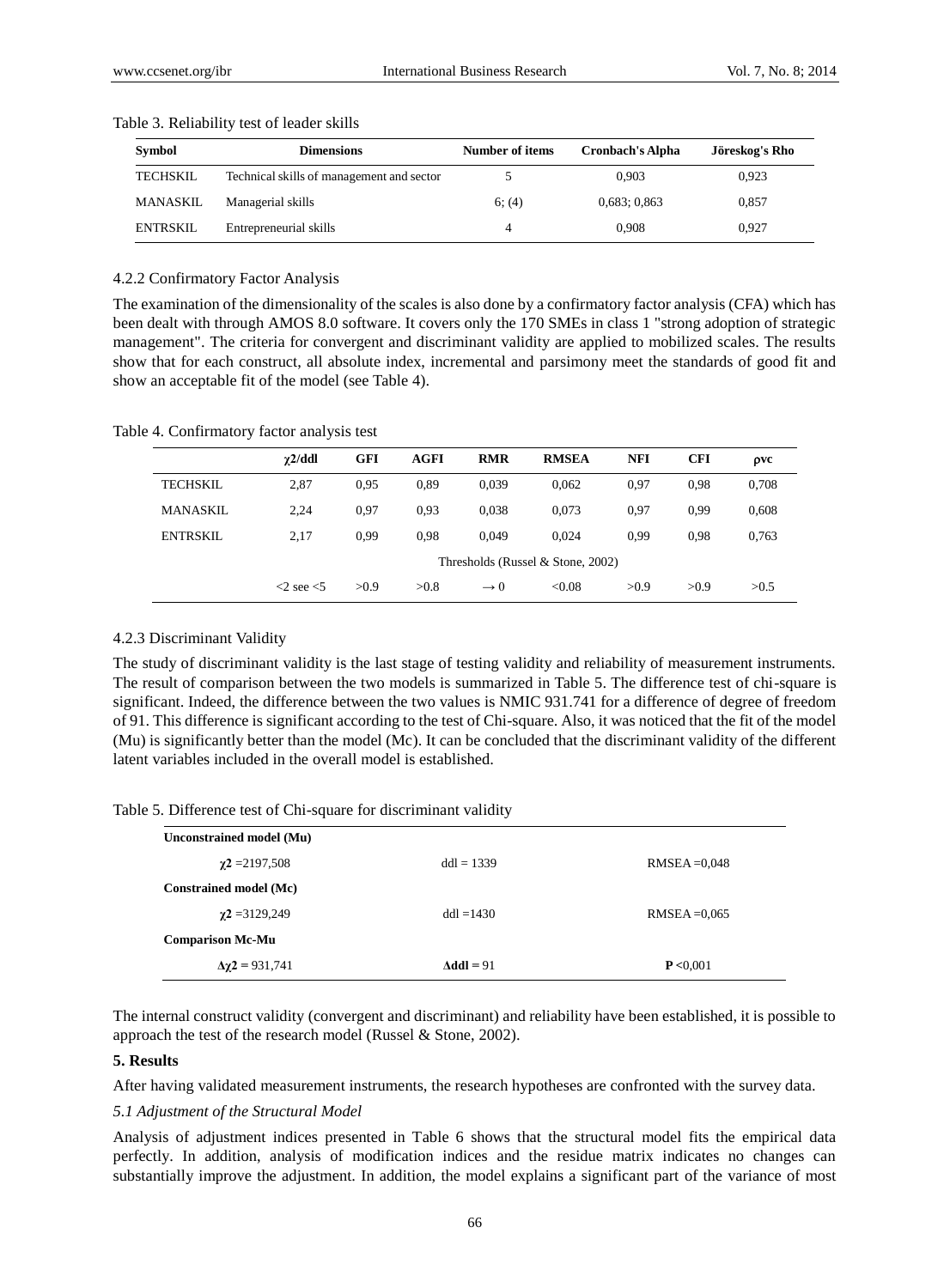Table 3. Reliability test of leader skills

| Symbol | Dimensions | Number of items | Cronbach's Alpha | Jöreskog's Rho |
|---|---|---|---|---|
| TECHSKIL | Technical skills of management and sector | 5 | 0,903 | 0,923 |
| MANASKIL | Managerial skills | 6; (4) | 0,683; 0,863 | 0,857 |
| ENTRSKIL | Entrepreneurial skills | 4 | 0,908 | 0,927 |

4.2.2 Confirmatory Factor Analysis

The examination of the dimensionality of the scales is also done by a confirmatory factor analysis (CFA) which has been dealt with through AMOS 8.0 software. It covers only the 170 SMEs in class 1 "strong adoption of strategic management". The criteria for convergent and discriminant validity are applied to mobilized scales. The results show that for each construct, all absolute index, incremental and parsimony meet the standards of good fit and show an acceptable fit of the model (see Table 4).

Table 4. Confirmatory factor analysis test

| | $\chi 2$/ddl | GFI | AGFI | RMR | RMSEA | NFI | CFI | $\rho$vc |
|---|---|---|---|---|---|---|---|---|
| TECHSKIL | 2,87 | 0,95 | 0,89 | 0,039 | 0,062 | 0,97 | 0,98 | 0,708 |
| MANASKIL | 2,24 | 0,97 | 0,93 | 0,038 | 0,073 | 0,97 | 0,99 | 0,608 |
| ENTRSKIL | 2,17 | 0,99 | 0,98 | 0,049 | 0,024 | 0,99 | 0,98 | 0,763 |
| | Thresholds (Russel & Stone, 2002) | | | | | | | |
| | <2 see <5 | >0.9 | >0.8 | $\rightarrow 0$ | <0.08 | >0.9 | >0.9 | >0.5 |

4.2.3 Discriminant Validity

The study of discriminant validity is the last stage of testing validity and reliability of measurement instruments. The result of comparison between the two models is summarized in Table 5. The difference test of chi-square is significant. Indeed, the difference between the two values is NMIC 931.741 for a difference of degree of freedom of 91. This difference is significant according to the test of Chi-square. Also, it was noticed that the fit of the model (Mu) is significantly better than the model (Mc). It can be concluded that the discriminant validity of the different latent variables included in the overall model is established.

Table 5. Difference test of Chi-square for discriminant validity

| **Unconstrained model (Mu)** | | |
|---|---|---|
| $\chi 2$ =2197,508 | ddl = 1339 | RMSEA =0,048 |
| **Constrained model (Mc)** | | |
| $\chi 2$ =3129,249 | ddl =1430 | RMSEA =0,065 |
| **Comparison Mc-Mu** | | |
| $\Delta\chi 2$ = 931,741 | **Δddl =** 91 | **P** <0,001 |

The internal construct validity (convergent and discriminant) and reliability have been established, it is possible to approach the test of the research model (Russel & Stone, 2002).

## 5. Results

After having validated measurement instruments, the research hypotheses are confronted with the survey data.

*5.1 Adjustment of the Structural Model*

Analysis of adjustment indices presented in Table 6 shows that the structural model fits the empirical data perfectly. In addition, analysis of modification indices and the residue matrix indicates no changes can substantially improve the adjustment. In addition, the model explains a significant part of the variance of most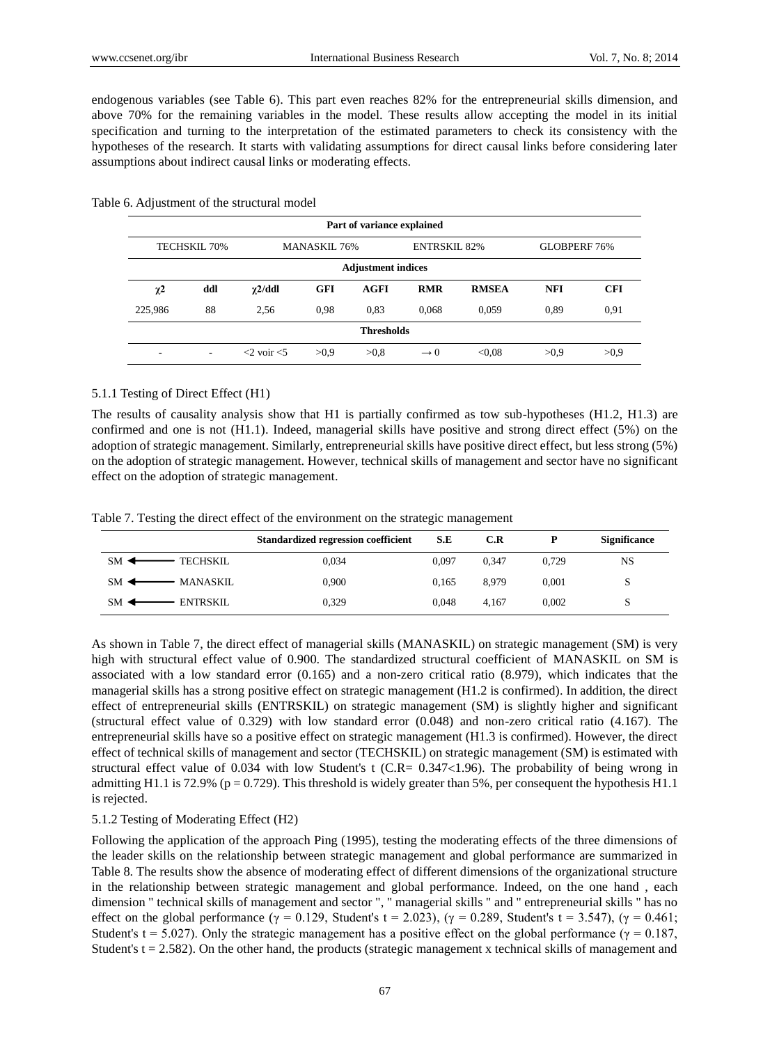endogenous variables (see Table 6). This part even reaches 82% for the entrepreneurial skills dimension, and above 70% for the remaining variables in the model. These results allow accepting the model in its initial specification and turning to the interpretation of the estimated parameters to check its consistency with the hypotheses of the research. It starts with validating assumptions for direct causal links before considering later assumptions about indirect causal links or moderating effects.

Table 6. Adjustment of the structural model

| Part of variance explained | | | | | | | | |
|---|---|---|---|---|---|---|---|---|
| TECHSKIL 70% | | MANASKIL 76% | | | ENTRSKIL 82% | | GLOBPERF 76% | |
| **Adjustment indices** | | | | | | | | |
| $\chi 2$ | ddl | $\chi 2$/ddl | GFI | AGFI | RMR | RMSEA | NFI | CFI |
| 225,986 | 88 | 2,56 | 0,98 | 0,83 | 0,068 | 0,059 | 0,89 | 0,91 |
| **Thresholds** | | | | | | | | |
| - | - | <2 voir <5 | >0,9 | >0,8 | $\rightarrow 0$ | <0,08 | >0,9 | >0,9 |

5.1.1 Testing of Direct Effect (H1)

The results of causality analysis show that H1 is partially confirmed as tow sub-hypotheses (H1.2, H1.3) are confirmed and one is not (H1.1). Indeed, managerial skills have positive and strong direct effect (5%) on the adoption of strategic management. Similarly, entrepreneurial skills have positive direct effect, but less strong (5%) on the adoption of strategic management. However, technical skills of management and sector have no significant effect on the adoption of strategic management.

Table 7. Testing the direct effect of the environment on the strategic management

| | Standardized regression coefficient | S.E | C.R | P | Significance |
|---|---|---|---|---|---|
| SM ⟵ TECHSKIL | 0,034 | 0,097 | 0,347 | 0,729 | NS |
| SM ⟵ MANASKIL | 0,900 | 0,165 | 8,979 | 0,001 | S |
| SM ⟵ ENTRSKIL | 0,329 | 0,048 | 4,167 | 0,002 | S |

As shown in Table 7, the direct effect of managerial skills (MANASKIL) on strategic management (SM) is very high with structural effect value of 0.900. The standardized structural coefficient of MANASKIL on SM is associated with a low standard error (0.165) and a non-zero critical ratio (8.979), which indicates that the managerial skills has a strong positive effect on strategic management (H1.2 is confirmed). In addition, the direct effect of entrepreneurial skills (ENTRSKIL) on strategic management (SM) is slightly higher and significant (structural effect value of 0.329) with low standard error (0.048) and non-zero critical ratio (4.167). The entrepreneurial skills have so a positive effect on strategic management (H1.3 is confirmed). However, the direct effect of technical skills of management and sector (TECHSKIL) on strategic management (SM) is estimated with structural effect value of 0.034 with low Student's t (C.R= 0.347<1.96). The probability of being wrong in admitting H1.1 is 72.9% ($p = 0.729$). This threshold is widely greater than 5%, per consequent the hypothesis H1.1 is rejected.

5.1.2 Testing of Moderating Effect (H2)

Following the application of the approach Ping (1995), testing the moderating effects of the three dimensions of the leader skills on the relationship between strategic management and global performance are summarized in Table 8. The results show the absence of moderating effect of different dimensions of the organizational structure in the relationship between strategic management and global performance. Indeed, on the one hand , each dimension " technical skills of management and sector ", " managerial skills " and " entrepreneurial skills " has no effect on the global performance ($\gamma = 0.129$, Student's t = 2.023), ($\gamma = 0.289$, Student's t = 3.547), ($\gamma = 0.461$; Student's t = 5.027). Only the strategic management has a positive effect on the global performance ($\gamma = 0.187$, Student's t = 2.582). On the other hand, the products (strategic management x technical skills of management and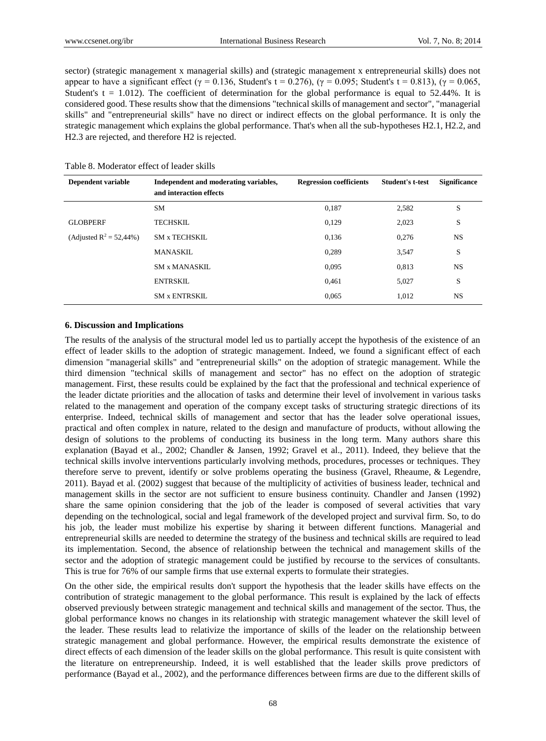sector) (strategic management x managerial skills) and (strategic management x entrepreneurial skills) does not appear to have a significant effect ($\gamma = 0.136$, Student's $t = 0.276$), ($\gamma = 0.095$; Student's $t = 0.813$), ($\gamma = 0.065$, Student's $t = 1.012$). The coefficient of determination for the global performance is equal to 52.44%. It is considered good. These results show that the dimensions "technical skills of management and sector", "managerial skills" and "entrepreneurial skills" have no direct or indirect effects on the global performance. It is only the strategic management which explains the global performance. That's when all the sub-hypotheses H2.1, H2.2, and H2.3 are rejected, and therefore H2 is rejected.

Table 8. Moderator effect of leader skills

| Dependent variable | Independent and moderating variables, and interaction effects | Regression coefficients | Student's t-test | Significance |
|---|---|---|---|---|
| | SM | 0,187 | 2,582 | S |
| GLOBPERF | TECHSKIL | 0,129 | 2,023 | S |
| (Adjusted $R^2 = 52{,}44\%$) | SM x TECHSKIL | 0,136 | 0,276 | NS |
| | MANASKIL | 0,289 | 3,547 | S |
| | SM x MANASKIL | 0,095 | 0,813 | NS |
| | ENTRSKIL | 0,461 | 5,027 | S |
| | SM x ENTRSKIL | 0,065 | 1,012 | NS |

## 6. Discussion and Implications

The results of the analysis of the structural model led us to partially accept the hypothesis of the existence of an effect of leader skills to the adoption of strategic management. Indeed, we found a significant effect of each dimension "managerial skills" and "entrepreneurial skills" on the adoption of strategic management. While the third dimension "technical skills of management and sector" has no effect on the adoption of strategic management. First, these results could be explained by the fact that the professional and technical experience of the leader dictate priorities and the allocation of tasks and determine their level of involvement in various tasks related to the management and operation of the company except tasks of structuring strategic directions of its enterprise. Indeed, technical skills of management and sector that has the leader solve operational issues, practical and often complex in nature, related to the design and manufacture of products, without allowing the design of solutions to the problems of conducting its business in the long term. Many authors share this explanation (Bayad et al., 2002; Chandler & Jansen, 1992; Gravel et al., 2011). Indeed, they believe that the technical skills involve interventions particularly involving methods, procedures, processes or techniques. They therefore serve to prevent, identify or solve problems operating the business (Gravel, Rheaume, & Legendre, 2011). Bayad et al. (2002) suggest that because of the multiplicity of activities of business leader, technical and management skills in the sector are not sufficient to ensure business continuity. Chandler and Jansen (1992) share the same opinion considering that the job of the leader is composed of several activities that vary depending on the technological, social and legal framework of the developed project and survival firm. So, to do his job, the leader must mobilize his expertise by sharing it between different functions. Managerial and entrepreneurial skills are needed to determine the strategy of the business and technical skills are required to lead its implementation. Second, the absence of relationship between the technical and management skills of the sector and the adoption of strategic management could be justified by recourse to the services of consultants. This is true for 76% of our sample firms that use external experts to formulate their strategies.

On the other side, the empirical results don't support the hypothesis that the leader skills have effects on the contribution of strategic management to the global performance. This result is explained by the lack of effects observed previously between strategic management and technical skills and management of the sector. Thus, the global performance knows no changes in its relationship with strategic management whatever the skill level of the leader. These results lead to relativize the importance of skills of the leader on the relationship between strategic management and global performance. However, the empirical results demonstrate the existence of direct effects of each dimension of the leader skills on the global performance. This result is quite consistent with the literature on entrepreneurship. Indeed, it is well established that the leader skills prove predictors of performance (Bayad et al., 2002), and the performance differences between firms are due to the different skills of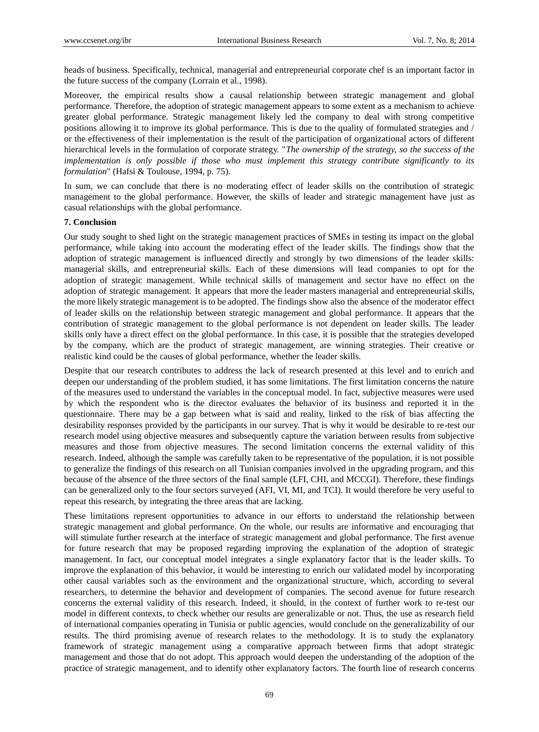heads of business. Specifically, technical, managerial and entrepreneurial corporate chef is an important factor in the future success of the company (Lorrain et al., 1998).

Moreover, the empirical results show a causal relationship between strategic management and global performance. Therefore, the adoption of strategic management appears to some extent as a mechanism to achieve greater global performance. Strategic management likely led the company to deal with strong competitive positions allowing it to improve its global performance. This is due to the quality of formulated strategies and / or the effectiveness of their implementation is the result of the participation of organizational actors of different hierarchical levels in the formulation of corporate strategy. "*The ownership of the strategy, so the success of the implementation is only possible if those who must implement this strategy contribute significantly to its formulation*" (Hafsi & Toulouse, 1994, p. 75).

In sum, we can conclude that there is no moderating effect of leader skills on the contribution of strategic management to the global performance. However, the skills of leader and strategic management have just as casual relationships with the global performance.

## 7. Conclusion

Our study sought to shed light on the strategic management practices of SMEs in testing its impact on the global performance, while taking into account the moderating effect of the leader skills. The findings show that the adoption of strategic management is influenced directly and strongly by two dimensions of the leader skills: managerial skills, and entrepreneurial skills. Each of these dimensions will lead companies to opt for the adoption of strategic management. While technical skills of management and sector have no effect on the adoption of strategic management. It appears that more the leader masters managerial and entrepreneurial skills, the more likely strategic management is to be adopted. The findings show also the absence of the moderator effect of leader skills on the relationship between strategic management and global performance. It appears that the contribution of strategic management to the global performance is not dependent on leader skills. The leader skills only have a direct effect on the global performance. In this case, it is possible that the strategies developed by the company, which are the product of strategic management, are winning strategies. Their creative or realistic kind could be the causes of global performance, whether the leader skills.

Despite that our research contributes to address the lack of research presented at this level and to enrich and deepen our understanding of the problem studied, it has some limitations. The first limitation concerns the nature of the measures used to understand the variables in the conceptual model. In fact, subjective measures were used by which the respondent who is the director evaluates the behavior of its business and reported it in the questionnaire. There may be a gap between what is said and reality, linked to the risk of bias affecting the desirability responses provided by the participants in our survey. That is why it would be desirable to re-test our research model using objective measures and subsequently capture the variation between results from subjective measures and those from objective measures. The second limitation concerns the external validity of this research. Indeed, although the sample was carefully taken to be representative of the population, it is not possible to generalize the findings of this research on all Tunisian companies involved in the upgrading program, and this because of the absence of the three sectors of the final sample (LFI, CHI, and MCCGI). Therefore, these findings can be generalized only to the four sectors surveyed (AFI, VI, MI, and TCI). It would therefore be very useful to repeat this research, by integrating the three areas that are lacking.

These limitations represent opportunities to advance in our efforts to understand the relationship between strategic management and global performance. On the whole, our results are informative and encouraging that will stimulate further research at the interface of strategic management and global performance. The first avenue for future research that may be proposed regarding improving the explanation of the adoption of strategic management. In fact, our conceptual model integrates a single explanatory factor that is the leader skills. To improve the explanation of this behavior, it would be interesting to enrich our validated model by incorporating other causal variables such as the environment and the organizational structure, which, according to several researchers, to determine the behavior and development of companies. The second avenue for future research concerns the external validity of this research. Indeed, it should, in the context of further work to re-test our model in different contexts, to check whether our results are generalizable or not. Thus, the use as research field of international companies operating in Tunisia or public agencies, would conclude on the generalizability of our results. The third promising avenue of research relates to the methodology. It is to study the explanatory framework of strategic management using a comparative approach between firms that adopt strategic management and those that do not adopt. This approach would deepen the understanding of the adoption of the practice of strategic management, and to identify other explanatory factors. The fourth line of research concerns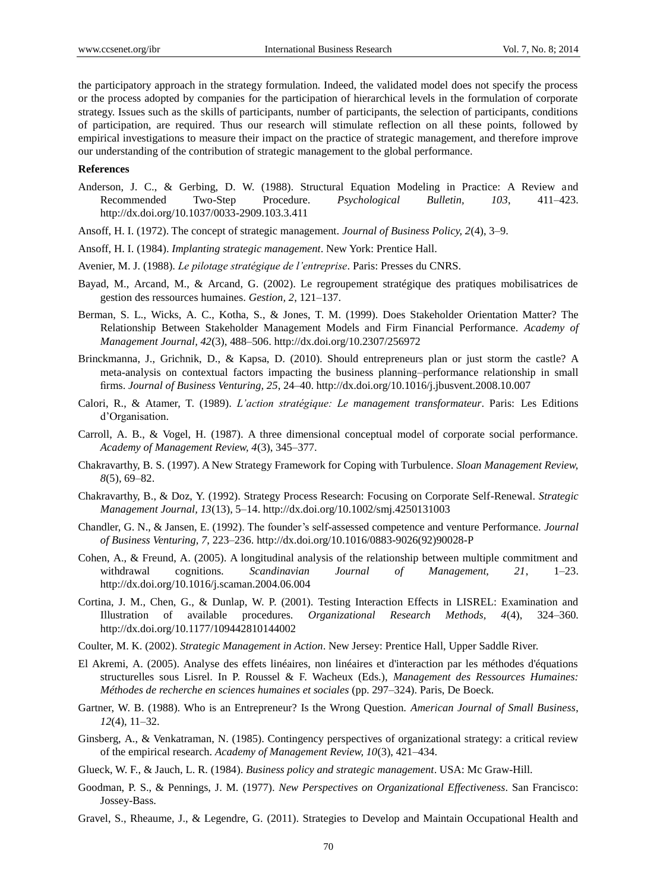the participatory approach in the strategy formulation. Indeed, the validated model does not specify the process or the process adopted by companies for the participation of hierarchical levels in the formulation of corporate strategy. Issues such as the skills of participants, number of participants, the selection of participants, conditions of participation, are required. Thus our research will stimulate reflection on all these points, followed by empirical investigations to measure their impact on the practice of strategic management, and therefore improve our understanding of the contribution of strategic management to the global performance.

**References**

Anderson, J. C., & Gerbing, D. W. (1988). Structural Equation Modeling in Practice: A Review and Recommended Two-Step Procedure. *Psychological Bulletin, 103*, 411–423. http://dx.doi.org/10.1037/0033-2909.103.3.411

Ansoff, H. I. (1972). The concept of strategic management. *Journal of Business Policy, 2*(4), 3–9.

Ansoff, H. I. (1984). *Implanting strategic management*. New York: Prentice Hall.

Avenier, M. J. (1988). *Le pilotage stratégique de l'entreprise*. Paris: Presses du CNRS.

Bayad, M., Arcand, M., & Arcand, G. (2002). Le regroupement stratégique des pratiques mobilisatrices de gestion des ressources humaines. *Gestion, 2*, 121–137.

Berman, S. L., Wicks, A. C., Kotha, S., & Jones, T. M. (1999). Does Stakeholder Orientation Matter? The Relationship Between Stakeholder Management Models and Firm Financial Performance. *Academy of Management Journal, 42*(3), 488–506. http://dx.doi.org/10.2307/256972

Brinckmanna, J., Grichnik, D., & Kapsa, D. (2010). Should entrepreneurs plan or just storm the castle? A meta-analysis on contextual factors impacting the business planning–performance relationship in small firms. *Journal of Business Venturing, 25*, 24–40. http://dx.doi.org/10.1016/j.jbusvent.2008.10.007

Calori, R., & Atamer, T. (1989). *L'action stratégique: Le management transformateur*. Paris: Les Editions d'Organisation.

Carroll, A. B., & Vogel, H. (1987). A three dimensional conceptual model of corporate social performance. *Academy of Management Review, 4*(3), 345–377.

Chakravarthy, B. S. (1997). A New Strategy Framework for Coping with Turbulence. *Sloan Management Review, 8*(5), 69–82.

Chakravarthy, B., & Doz, Y. (1992). Strategy Process Research: Focusing on Corporate Self-Renewal. *Strategic Management Journal, 13*(13), 5–14. http://dx.doi.org/10.1002/smj.4250131003

Chandler, G. N., & Jansen, E. (1992). The founder's self-assessed competence and venture Performance. *Journal of Business Venturing, 7*, 223–236. http://dx.doi.org/10.1016/0883-9026(92)90028-P

Cohen, A., & Freund, A. (2005). A longitudinal analysis of the relationship between multiple commitment and withdrawal cognitions. *Scandinavian Journal of Management, 21*, 1–23. http://dx.doi.org/10.1016/j.scaman.2004.06.004

Cortina, J. M., Chen, G., & Dunlap, W. P. (2001). Testing Interaction Effects in LISREL: Examination and Illustration of available procedures. *Organizational Research Methods, 4*(4), 324–360. http://dx.doi.org/10.1177/109442810144002

Coulter, M. K. (2002). *Strategic Management in Action*. New Jersey: Prentice Hall, Upper Saddle River.

El Akremi, A. (2005). Analyse des effets linéaires, non linéaires et d'interaction par les méthodes d'équations structurelles sous Lisrel. In P. Roussel & F. Wacheux (Eds.), *Management des Ressources Humaines: Méthodes de recherche en sciences humaines et sociales* (pp. 297–324). Paris, De Boeck.

Gartner, W. B. (1988). Who is an Entrepreneur? Is the Wrong Question. *American Journal of Small Business, 12*(4), 11–32.

Ginsberg, A., & Venkatraman, N. (1985). Contingency perspectives of organizational strategy: a critical review of the empirical research. *Academy of Management Review, 10*(3), 421–434.

Glueck, W. F., & Jauch, L. R. (1984). *Business policy and strategic management*. USA: Mc Graw-Hill.

Goodman, P. S., & Pennings, J. M. (1977). *New Perspectives on Organizational Effectiveness*. San Francisco: Jossey-Bass.

Gravel, S., Rheaume, J., & Legendre, G. (2011). Strategies to Develop and Maintain Occupational Health and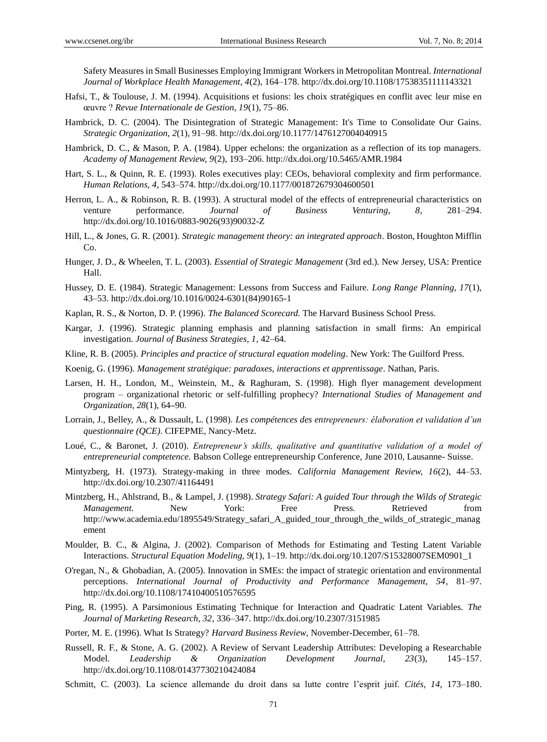Safety Measures in Small Businesses Employing Immigrant Workers in Metropolitan Montreal. *International Journal of Workplace Health Management, 4*(2), 164–178. http://dx.doi.org/10.1108/17538351111143321

Hafsi, T., & Toulouse, J. M. (1994). Acquisitions et fusions: les choix stratégiques en conflit avec leur mise en œuvre ? *Revue Internationale de Gestion, 19*(1), 75–86.

Hambrick, D. C. (2004). The Disintegration of Strategic Management: It's Time to Consolidate Our Gains. *Strategic Organization, 2*(1), 91–98. http://dx.doi.org/10.1177/1476127004040915

Hambrick, D. C., & Mason, P. A. (1984). Upper echelons: the organization as a reflection of its top managers. *Academy of Management Review, 9*(2), 193–206. http://dx.doi.org/10.5465/AMR.1984

Hart, S. L., & Quinn, R. E. (1993). Roles executives play: CEOs, behavioral complexity and firm performance. *Human Relations, 4*, 543–574. http://dx.doi.org/10.1177/001872679304600501

Herron, L. A., & Robinson, R. B. (1993). A structural model of the effects of entrepreneurial characteristics on venture performance. *Journal of Business Venturing, 8*, 281–294. http://dx.doi.org/10.1016/0883-9026(93)90032-Z

Hill, L., & Jones, G. R. (2001). *Strategic management theory: an integrated approach*. Boston, Houghton Mifflin Co.

Hunger, J. D., & Wheelen, T. L. (2003). *Essential of Strategic Management* (3rd ed.). New Jersey, USA: Prentice Hall.

Hussey, D. E. (1984). Strategic Management: Lessons from Success and Failure. *Long Range Planning, 17*(1), 43–53. http://dx.doi.org/10.1016/0024-6301(84)90165-1

Kaplan, R. S., & Norton, D. P. (1996). *The Balanced Scorecard.* The Harvard Business School Press.

Kargar, J. (1996). Strategic planning emphasis and planning satisfaction in small firms: An empirical investigation. *Journal of Business Strategies, 1*, 42–64.

Kline, R. B. (2005). *Principles and practice of structural equation modeling*. New York: The Guilford Press.

Koenig, G. (1996). *Management stratégique: paradoxes, interactions et apprentissage*. Nathan, Paris.

Larsen, H. H., London, M., Weinstein, M., & Raghuram, S. (1998). High flyer management development program – organizational rhetoric or self-fulfilling prophecy? *International Studies of Management and Organization, 28*(1), 64–90.

Lorrain, J., Belley, A., & Dussault, L. (1998). *Les compétences des entrepreneurs: élaboration et validation d'un questionnaire (QCE)*. CIFEPME, Nancy-Metz.

Loué, C., & Baronet, J. (2010). *Entrepreneur's skills, qualitative and quantitative validation of a model of entrepreneurial comptetence.* Babson College entrepreneurship Conference, June 2010, Lausanne- Suisse.

Mintyzberg, H. (1973). Strategy-making in three modes. *California Management Review, 16*(2), 44–53. http://dx.doi.org/10.2307/41164491

Mintzberg, H., Ahlstrand, B., & Lampel, J. (1998). *Strategy Safari: A guided Tour through the Wilds of Strategic Management.* New York: Free Press. Retrieved from http://www.academia.edu/1895549/Strategy_safari_A_guided_tour_through_the_wilds_of_strategic_management

Moulder, B. C., & Algina, J. (2002). Comparison of Methods for Estimating and Testing Latent Variable Interactions. *Structural Equation Modeling, 9*(1), 1–19. http://dx.doi.org/10.1207/S15328007SEM0901_1

O'regan, N., & Ghobadian, A. (2005). Innovation in SMEs: the impact of strategic orientation and environmental perceptions. *International Journal of Productivity and Performance Management, 54*, 81–97. http://dx.doi.org/10.1108/17410400510576595

Ping, R. (1995). A Parsimonious Estimating Technique for Interaction and Quadratic Latent Variables. *The Journal of Marketing Research, 32*, 336–347. http://dx.doi.org/10.2307/3151985

Porter, M. E. (1996). What Is Strategy? *Harvard Business Review*, November-December, 61–78.

Russell, R. F., & Stone, A. G. (2002). A Review of Servant Leadership Attributes: Developing a Researchable Model. *Leadership & Organization Development Journal, 23*(3), 145–157. http://dx.doi.org/10.1108/01437730210424084

Schmitt, C. (2003). La science allemande du droit dans sa lutte contre l'esprit juif. *Cités, 14,* 173–180.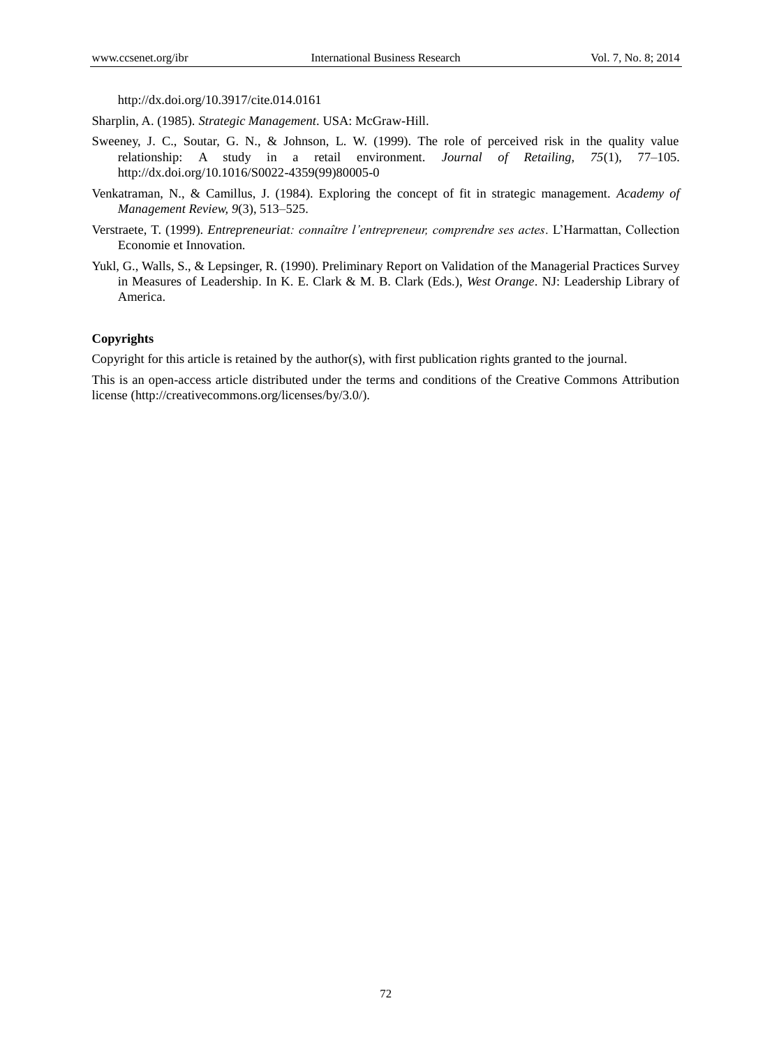http://dx.doi.org/10.3917/cite.014.0161

Sharplin, A. (1985). *Strategic Management*. USA: McGraw-Hill.

Sweeney, J. C., Soutar, G. N., & Johnson, L. W. (1999). The role of perceived risk in the quality value relationship: A study in a retail environment. *Journal of Retailing, 75*(1), 77–105. http://dx.doi.org/10.1016/S0022-4359(99)80005-0

Venkatraman, N., & Camillus, J. (1984). Exploring the concept of fit in strategic management. *Academy of Management Review, 9*(3), 513–525.

Verstraete, T. (1999). *Entrepreneuriat: connaître l'entrepreneur, comprendre ses actes*. L'Harmattan, Collection Economie et Innovation.

Yukl, G., Walls, S., & Lepsinger, R. (1990). Preliminary Report on Validation of the Managerial Practices Survey in Measures of Leadership. In K. E. Clark & M. B. Clark (Eds.), *West Orange*. NJ: Leadership Library of America.

## Copyrights

Copyright for this article is retained by the author(s), with first publication rights granted to the journal.

This is an open-access article distributed under the terms and conditions of the Creative Commons Attribution license (http://creativecommons.org/licenses/by/3.0/).